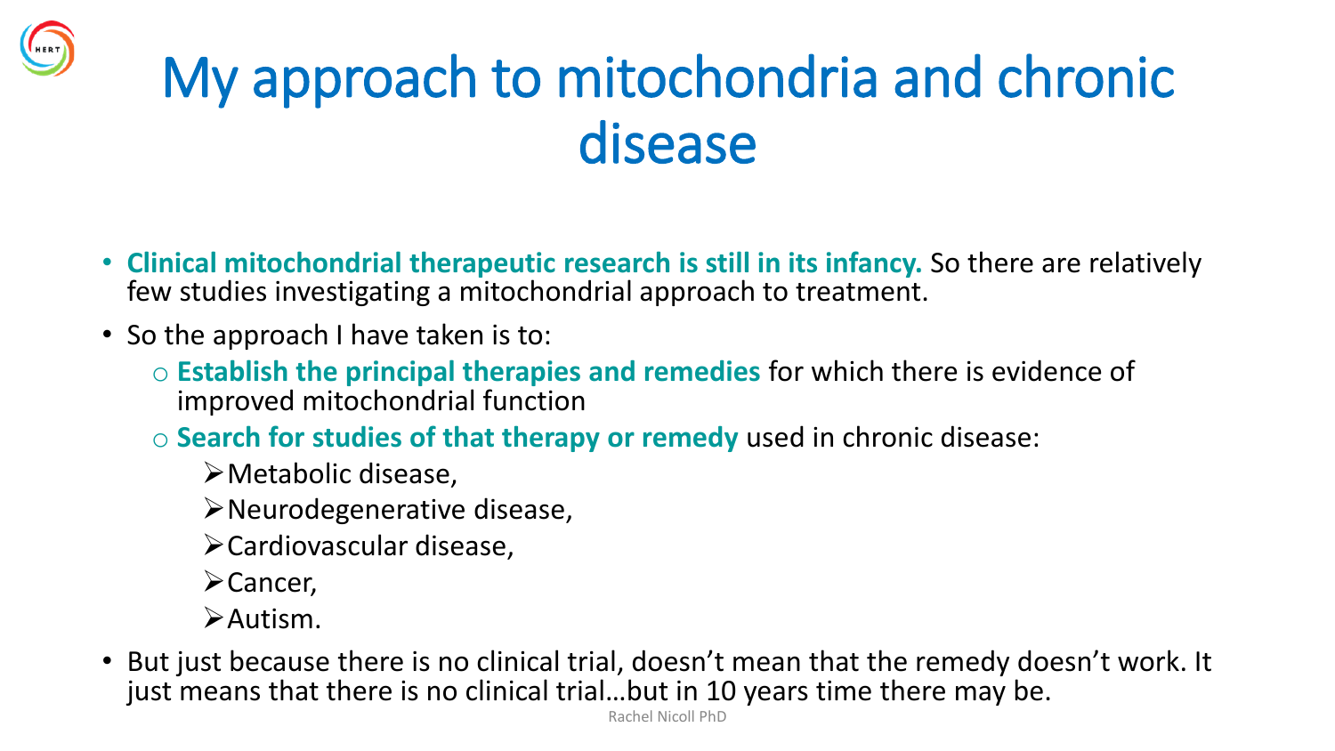# My approach to mitochondria and chronic disease

- **Clinical mitochondrial therapeutic research is still in its infancy.** So there are relatively few studies investigating a mitochondrial approach to treatment.
- So the approach I have taken is to:
  - **Establish the principal therapies and remedies** for which there is evidence of improved mitochondrial function
  - **Search for studies of that therapy or remedy** used in chronic disease:
    - Metabolic disease,
    - Neurodegenerative disease,
    - Cardiovascular disease,
    - Cancer,
    - Autism.
- But just because there is no clinical trial, doesn't mean that the remedy doesn't work. It just means that there is no clinical trial…but in 10 years time there may be.

Rachel Nicoll PhD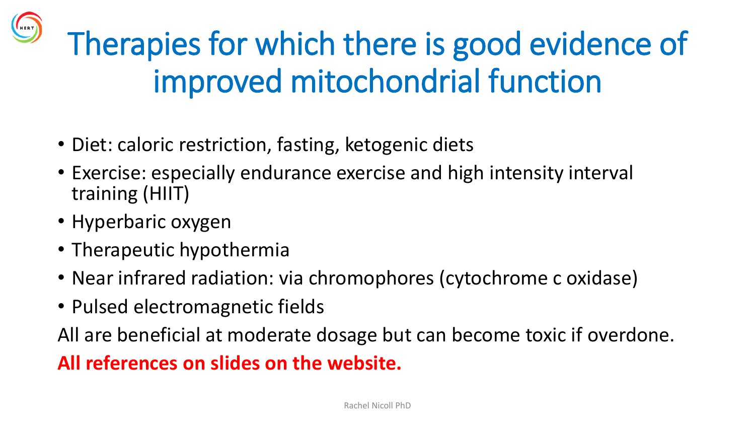# Therapies for which there is good evidence of improved mitochondrial function

- Diet: caloric restriction, fasting, ketogenic diets
- Exercise: especially endurance exercise and high intensity interval training (HIIT)
- Hyperbaric oxygen
- Therapeutic hypothermia
- Near infrared radiation: via chromophores (cytochrome c oxidase)
- Pulsed electromagnetic fields

All are beneficial at moderate dosage but can become toxic if overdone.

**All references on slides on the website.**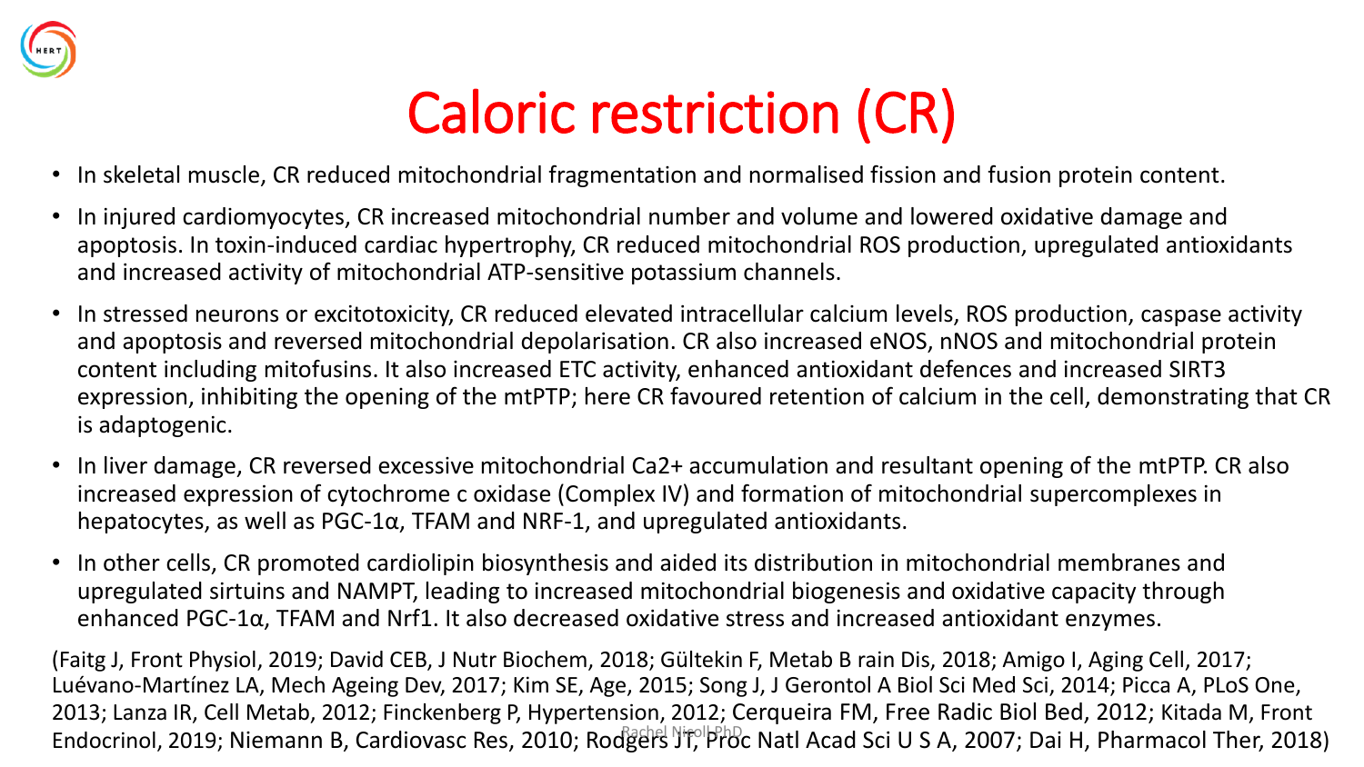# Caloric restriction (CR)

- In skeletal muscle, CR reduced mitochondrial fragmentation and normalised fission and fusion protein content.
- In injured cardiomyocytes, CR increased mitochondrial number and volume and lowered oxidative damage and apoptosis. In toxin-induced cardiac hypertrophy, CR reduced mitochondrial ROS production, upregulated antioxidants and increased activity of mitochondrial ATP-sensitive potassium channels.
- In stressed neurons or excitotoxicity, CR reduced elevated intracellular calcium levels, ROS production, caspase activity and apoptosis and reversed mitochondrial depolarisation. CR also increased eNOS, nNOS and mitochondrial protein content including mitofusins. It also increased ETC activity, enhanced antioxidant defences and increased SIRT3 expression, inhibiting the opening of the mtPTP; here CR favoured retention of calcium in the cell, demonstrating that CR is adaptogenic.
- In liver damage, CR reversed excessive mitochondrial $Ca^{2+}$ accumulation and resultant opening of the mtPTP. CR also increased expression of cytochrome c oxidase (Complex IV) and formation of mitochondrial supercomplexes in hepatocytes, as well as PGC-1α, TFAM and NRF-1, and upregulated antioxidants.
- In other cells, CR promoted cardiolipin biosynthesis and aided its distribution in mitochondrial membranes and upregulated sirtuins and NAMPT, leading to increased mitochondrial biogenesis and oxidative capacity through enhanced PGC-1α, TFAM and Nrf1. It also decreased oxidative stress and increased antioxidant enzymes.

(Faitg J, Front Physiol, 2019; David CEB, J Nutr Biochem, 2018; Gültekin F, Metab B rain Dis, 2018; Amigo I, Aging Cell, 2017; Luévano-Martínez LA, Mech Ageing Dev, 2017; Kim SE, Age, 2015; Song J, J Gerontol A Biol Sci Med Sci, 2014; Picca A, PLoS One, 2013; Lanza IR, Cell Metab, 2012; Finckenberg P, Hypertension, 2012; Cerqueira FM, Free Radic Biol Bed, 2012; Kitada M, Front Endocrinol, 2019; Niemann B, Cardiovasc Res, 2010; Rodgers JT, Proc Natl Acad Sci U S A, 2007; Dai H, Pharmacol Ther, 2018)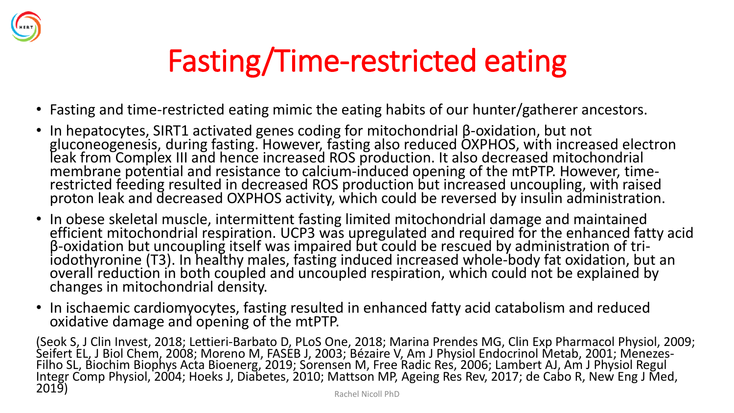# Fasting/Time-restricted eating

- Fasting and time-restricted eating mimic the eating habits of our hunter/gatherer ancestors.
- In hepatocytes, SIRT1 activated genes coding for mitochondrial β-oxidation, but not gluconeogenesis, during fasting. However, fasting also reduced OXPHOS, with increased electron leak from Complex III and hence increased ROS production. It also decreased mitochondrial membrane potential and resistance to calcium-induced opening of the mtPTP. However, time-restricted feeding resulted in decreased ROS production but increased uncoupling, with raised proton leak and decreased OXPHOS activity, which could be reversed by insulin administration.
- In obese skeletal muscle, intermittent fasting limited mitochondrial damage and maintained efficient mitochondrial respiration. UCP3 was upregulated and required for the enhanced fatty acid β-oxidation but uncoupling itself was impaired but could be rescued by administration of tri-iodothyronine (T3). In healthy males, fasting induced increased whole-body fat oxidation, but an overall reduction in both coupled and uncoupled respiration, which could not be explained by changes in mitochondrial density.
- In ischaemic cardiomyocytes, fasting resulted in enhanced fatty acid catabolism and reduced oxidative damage and opening of the mtPTP.

(Seok S, J Clin Invest, 2018; Lettieri-Barbato D, PLoS One, 2018; Marina Prendes MG, Clin Exp Pharmacol Physiol, 2009; Seifert EL, J Biol Chem, 2008; Moreno M, FASEB J, 2003; Bézaire V, Am J Physiol Endocrinol Metab, 2001; Menezes-Filho SL, Biochim Biophys Acta Bioenerg, 2019; Sorensen M, Free Radic Res, 2006; Lambert AJ, Am J Physiol Regul Integr Comp Physiol, 2004; Hoeks J, Diabetes, 2010; Mattson MP, Ageing Res Rev, 2017; de Cabo R, New Eng J Med, 2019)

Rachel Nicoll PhD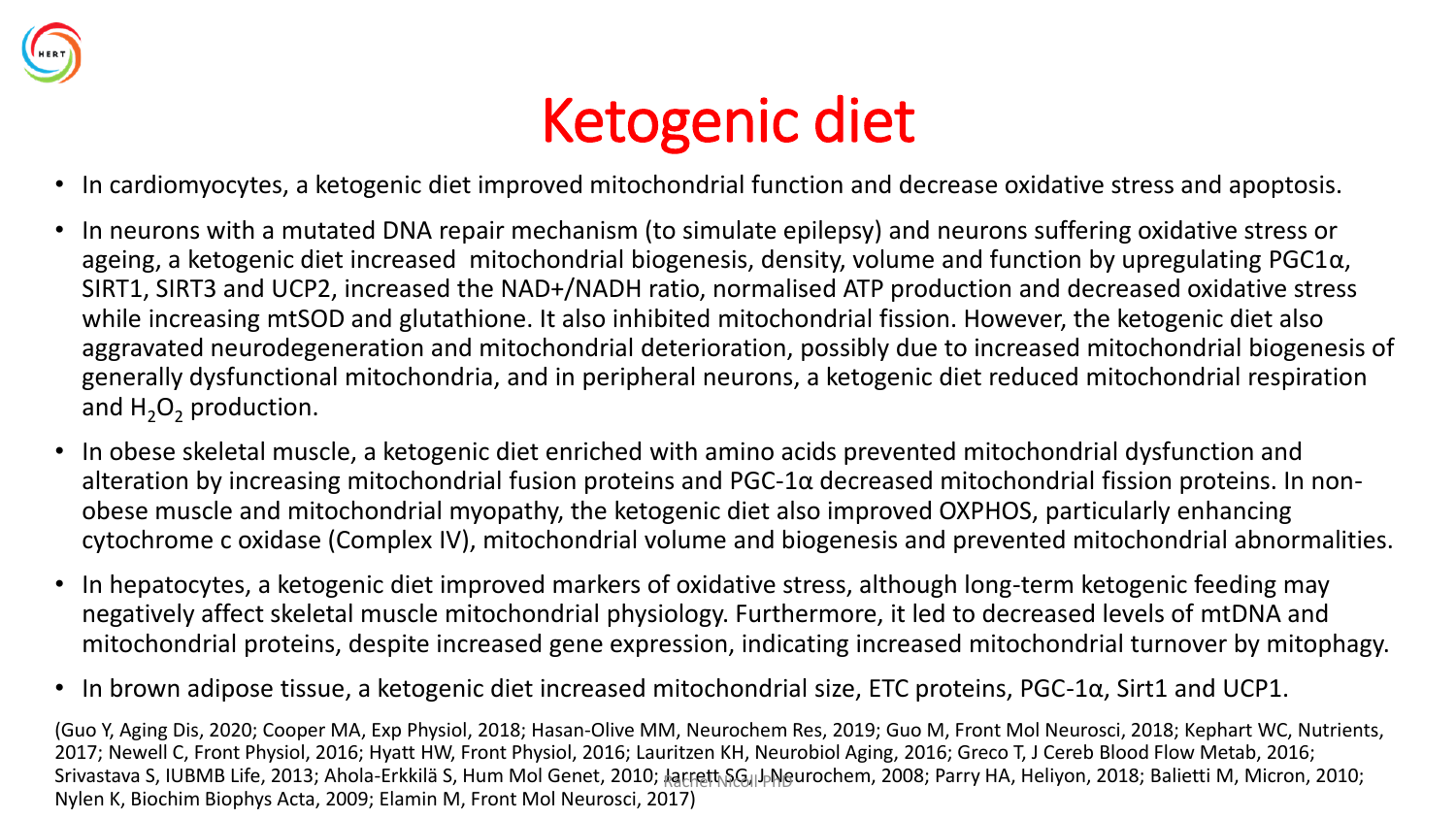# Ketogenic diet

- In cardiomyocytes, a ketogenic diet improved mitochondrial function and decrease oxidative stress and apoptosis.
- In neurons with a mutated DNA repair mechanism (to simulate epilepsy) and neurons suffering oxidative stress or ageing, a ketogenic diet increased mitochondrial biogenesis, density, volume and function by upregulating PGC1α, SIRT1, SIRT3 and UCP2, increased the NAD+/NADH ratio, normalised ATP production and decreased oxidative stress while increasing mtSOD and glutathione. It also inhibited mitochondrial fission. However, the ketogenic diet also aggravated neurodegeneration and mitochondrial deterioration, possibly due to increased mitochondrial biogenesis of generally dysfunctional mitochondria, and in peripheral neurons, a ketogenic diet reduced mitochondrial respiration and $H_2O_2$ production.
- In obese skeletal muscle, a ketogenic diet enriched with amino acids prevented mitochondrial dysfunction and alteration by increasing mitochondrial fusion proteins and PGC-1α decreased mitochondrial fission proteins. In non-obese muscle and mitochondrial myopathy, the ketogenic diet also improved OXPHOS, particularly enhancing cytochrome c oxidase (Complex IV), mitochondrial volume and biogenesis and prevented mitochondrial abnormalities.
- In hepatocytes, a ketogenic diet improved markers of oxidative stress, although long-term ketogenic feeding may negatively affect skeletal muscle mitochondrial physiology. Furthermore, it led to decreased levels of mtDNA and mitochondrial proteins, despite increased gene expression, indicating increased mitochondrial turnover by mitophagy.
- In brown adipose tissue, a ketogenic diet increased mitochondrial size, ETC proteins, PGC-1α, Sirt1 and UCP1.

(Guo Y, Aging Dis, 2020; Cooper MA, Exp Physiol, 2018; Hasan-Olive MM, Neurochem Res, 2019; Guo M, Front Mol Neurosci, 2018; Kephart WC, Nutrients, 2017; Newell C, Front Physiol, 2016; Hyatt HW, Front Physiol, 2016; Lauritzen KH, Neurobiol Aging, 2016; Greco T, J Cereb Blood Flow Metab, 2016; Srivastava S, IUBMB Life, 2013; Ahola-Erkkilä S, Hum Mol Genet, 2010; Jarrett SG, J Neurochem, 2008; Parry HA, Heliyon, 2018; Balietti M, Micron, 2010; Nylen K, Biochim Biophys Acta, 2009; Elamin M, Front Mol Neurosci, 2017)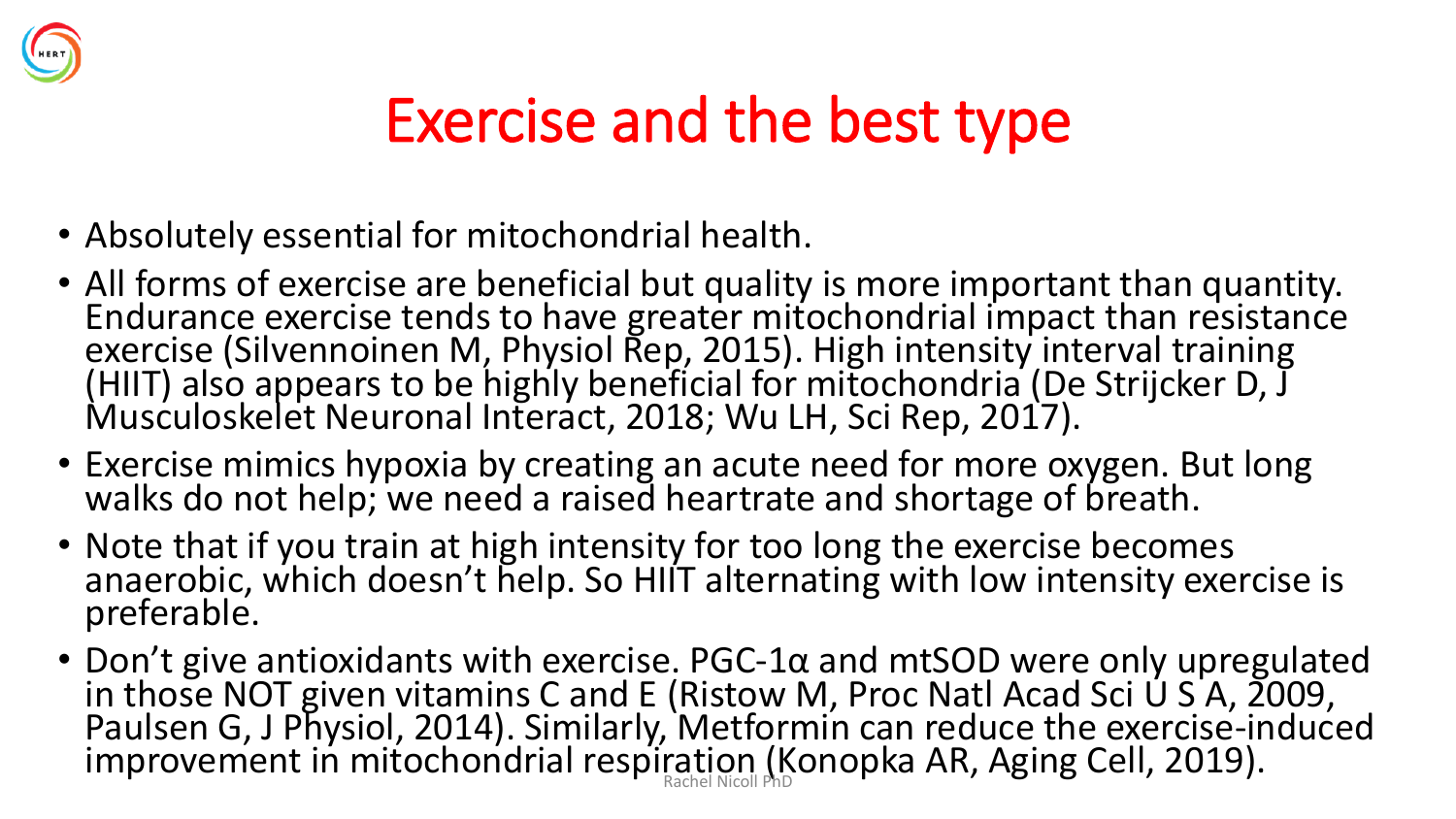# Exercise and the best type

- Absolutely essential for mitochondrial health.
- All forms of exercise are beneficial but quality is more important than quantity. Endurance exercise tends to have greater mitochondrial impact than resistance exercise (Silvennoinen M, Physiol Rep, 2015). High intensity interval training (HIIT) also appears to be highly beneficial for mitochondria (De Strijcker D, J Musculoskelet Neuronal Interact, 2018; Wu LH, Sci Rep, 2017).
- Exercise mimics hypoxia by creating an acute need for more oxygen. But long walks do not help; we need a raised heartrate and shortage of breath.
- Note that if you train at high intensity for too long the exercise becomes anaerobic, which doesn't help. So HIIT alternating with low intensity exercise is preferable.
- Don't give antioxidants with exercise. PGC-1α and mtSOD were only upregulated in those NOT given vitamins C and E (Ristow M, Proc Natl Acad Sci U S A, 2009, Paulsen G, J Physiol, 2014). Similarly, Metformin can reduce the exercise-induced improvement in mitochondrial respiration (Konopka AR, Aging Cell, 2019).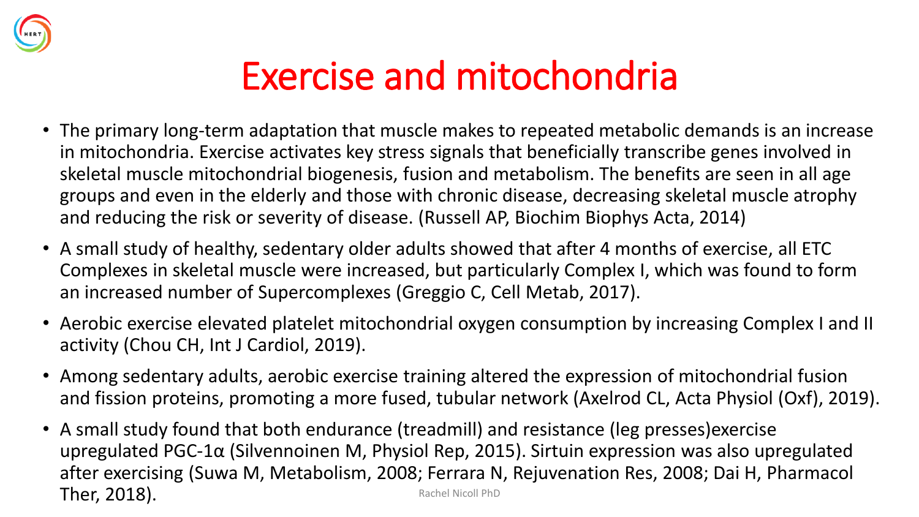# Exercise and mitochondria

- The primary long-term adaptation that muscle makes to repeated metabolic demands is an increase in mitochondria. Exercise activates key stress signals that beneficially transcribe genes involved in skeletal muscle mitochondrial biogenesis, fusion and metabolism. The benefits are seen in all age groups and even in the elderly and those with chronic disease, decreasing skeletal muscle atrophy and reducing the risk or severity of disease. (Russell AP, Biochim Biophys Acta, 2014)
- A small study of healthy, sedentary older adults showed that after 4 months of exercise, all ETC Complexes in skeletal muscle were increased, but particularly Complex I, which was found to form an increased number of Supercomplexes (Greggio C, Cell Metab, 2017).
- Aerobic exercise elevated platelet mitochondrial oxygen consumption by increasing Complex I and II activity (Chou CH, Int J Cardiol, 2019).
- Among sedentary adults, aerobic exercise training altered the expression of mitochondrial fusion and fission proteins, promoting a more fused, tubular network (Axelrod CL, Acta Physiol (Oxf), 2019).
- A small study found that both endurance (treadmill) and resistance (leg presses)exercise upregulated PGC-1α (Silvennoinen M, Physiol Rep, 2015). Sirtuin expression was also upregulated after exercising (Suwa M, Metabolism, 2008; Ferrara N, Rejuvenation Res, 2008; Dai H, Pharmacol Ther, 2018).

Rachel Nicoll PhD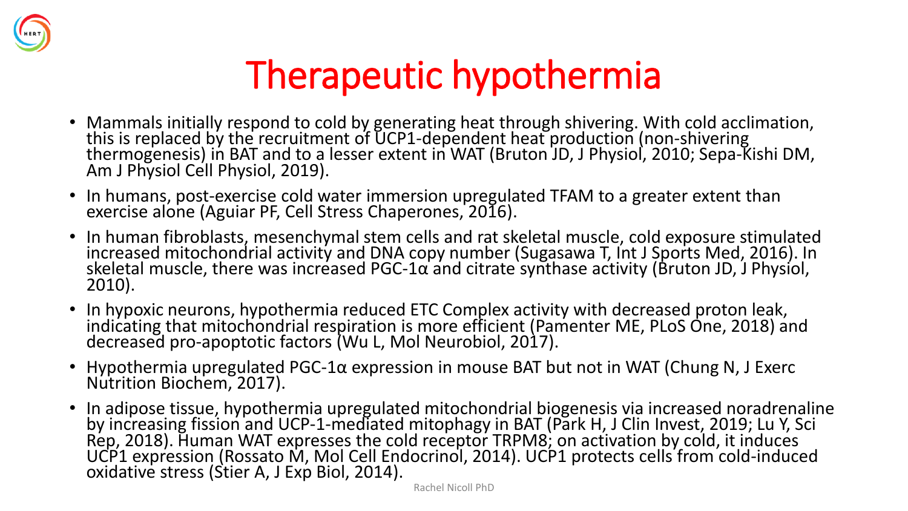# Therapeutic hypothermia

- Mammals initially respond to cold by generating heat through shivering. With cold acclimation, this is replaced by the recruitment of UCP1-dependent heat production (non-shivering thermogenesis) in BAT and to a lesser extent in WAT (Bruton JD, J Physiol, 2010; Sepa-Kishi DM, Am J Physiol Cell Physiol, 2019).
- In humans, post-exercise cold water immersion upregulated TFAM to a greater extent than exercise alone (Aguiar PF, Cell Stress Chaperones, 2016).
- In human fibroblasts, mesenchymal stem cells and rat skeletal muscle, cold exposure stimulated increased mitochondrial activity and DNA copy number (Sugasawa T, Int J Sports Med, 2016). In skeletal muscle, there was increased PGC-1α and citrate synthase activity (Bruton JD, J Physiol, 2010).
- In hypoxic neurons, hypothermia reduced ETC Complex activity with decreased proton leak, indicating that mitochondrial respiration is more efficient (Pamenter ME, PLoS One, 2018) and decreased pro-apoptotic factors (Wu L, Mol Neurobiol, 2017).
- Hypothermia upregulated PGC-1α expression in mouse BAT but not in WAT (Chung N, J Exerc Nutrition Biochem, 2017).
- In adipose tissue, hypothermia upregulated mitochondrial biogenesis via increased noradrenaline by increasing fission and UCP-1-mediated mitophagy in BAT (Park H, J Clin Invest, 2019; Lu Y, Sci Rep, 2018). Human WAT expresses the cold receptor TRPM8; on activation by cold, it induces UCP1 expression (Rossato M, Mol Cell Endocrinol, 2014). UCP1 protects cells from cold-induced oxidative stress (Stier A, J Exp Biol, 2014).

Rachel Nicoll PhD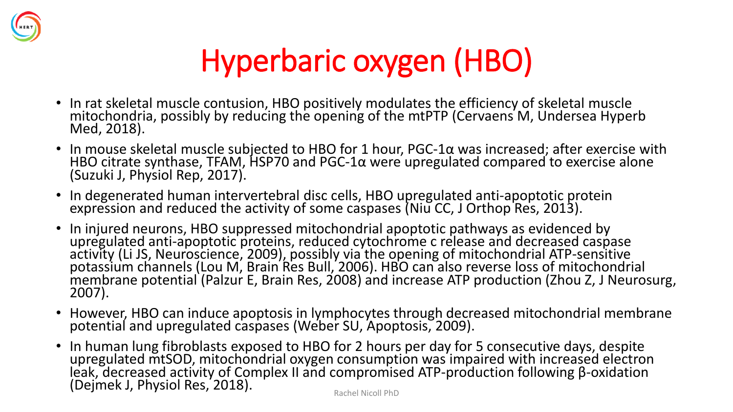# Hyperbaric oxygen (HBO)

- In rat skeletal muscle contusion, HBO positively modulates the efficiency of skeletal muscle mitochondria, possibly by reducing the opening of the mtPTP (Cervaens M, Undersea Hyperb Med, 2018).
- In mouse skeletal muscle subjected to HBO for 1 hour, PGC-1α was increased; after exercise with HBO citrate synthase, TFAM, HSP70 and PGC-1α were upregulated compared to exercise alone (Suzuki J, Physiol Rep, 2017).
- In degenerated human intervertebral disc cells, HBO upregulated anti-apoptotic protein expression and reduced the activity of some caspases (Niu CC, J Orthop Res, 2013).
- In injured neurons, HBO suppressed mitochondrial apoptotic pathways as evidenced by upregulated anti-apoptotic proteins, reduced cytochrome c release and decreased caspase activity (Li JS, Neuroscience, 2009), possibly via the opening of mitochondrial ATP-sensitive potassium channels (Lou M, Brain Res Bull, 2006). HBO can also reverse loss of mitochondrial membrane potential (Palzur E, Brain Res, 2008) and increase ATP production (Zhou Z, J Neurosurg, 2007).
- However, HBO can induce apoptosis in lymphocytes through decreased mitochondrial membrane potential and upregulated caspases (Weber SU, Apoptosis, 2009).
- In human lung fibroblasts exposed to HBO for 2 hours per day for 5 consecutive days, despite upregulated mtSOD, mitochondrial oxygen consumption was impaired with increased electron leak, decreased activity of Complex II and compromised ATP-production following β-oxidation (Dejmek J, Physiol Res, 2018).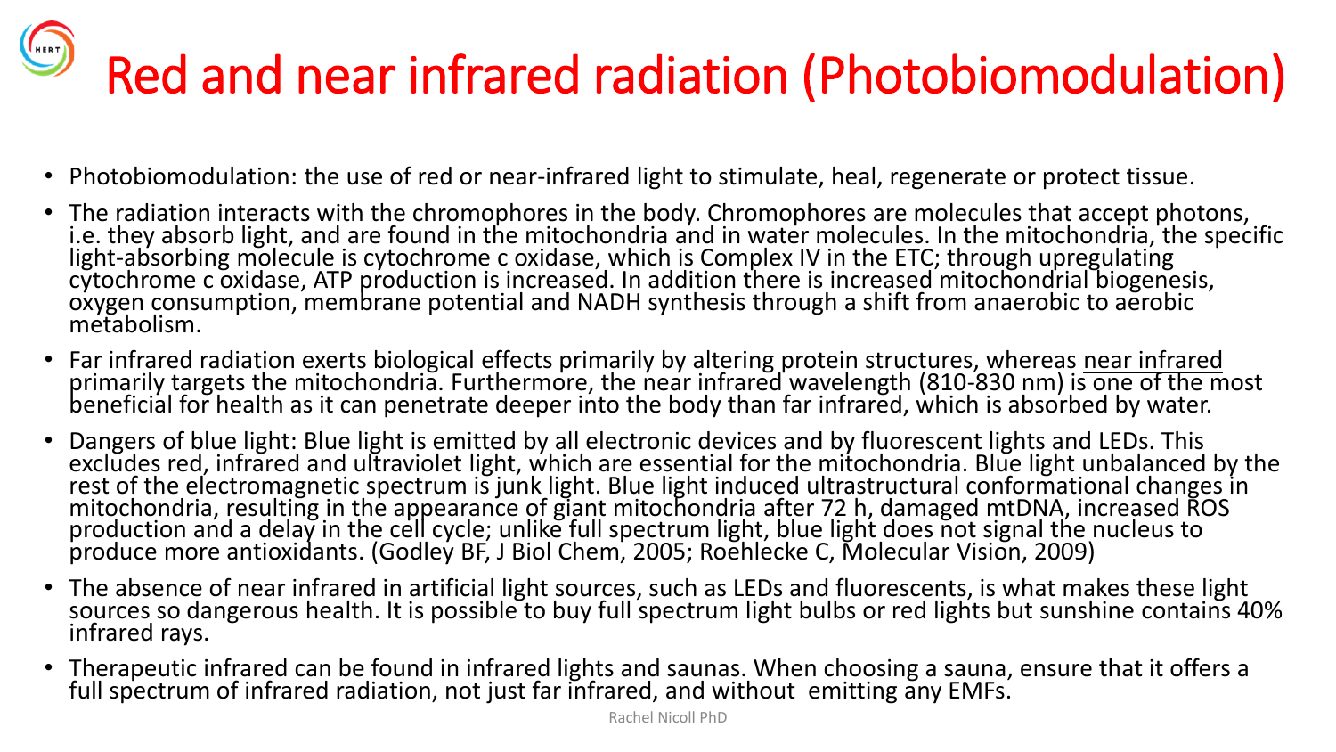# Red and near infrared radiation (Photobiomodulation)

- Photobiomodulation: the use of red or near-infrared light to stimulate, heal, regenerate or protect tissue.
- The radiation interacts with the chromophores in the body. Chromophores are molecules that accept photons, i.e. they absorb light, and are found in the mitochondria and in water molecules. In the mitochondria, the specific light-absorbing molecule is cytochrome c oxidase, which is Complex IV in the ETC; through upregulating cytochrome c oxidase, ATP production is increased. In addition there is increased mitochondrial biogenesis, oxygen consumption, membrane potential and NADH synthesis through a shift from anaerobic to aerobic metabolism.
- Far infrared radiation exerts biological effects primarily by altering protein structures, whereas near infrared primarily targets the mitochondria. Furthermore, the near infrared wavelength (810-830 nm) is one of the most beneficial for health as it can penetrate deeper into the body than far infrared, which is absorbed by water.
- Dangers of blue light: Blue light is emitted by all electronic devices and by fluorescent lights and LEDs. This excludes red, infrared and ultraviolet light, which are essential for the mitochondria. Blue light unbalanced by the rest of the electromagnetic spectrum is junk light. Blue light induced ultrastructural conformational changes in mitochondria, resulting in the appearance of giant mitochondria after 72 h, damaged mtDNA, increased ROS production and a delay in the cell cycle; unlike full spectrum light, blue light does not signal the nucleus to produce more antioxidants. (Godley BF, J Biol Chem, 2005; Roehlecke C, Molecular Vision, 2009)
- The absence of near infrared in artificial light sources, such as LEDs and fluorescents, is what makes these light sources so dangerous health. It is possible to buy full spectrum light bulbs or red lights but sunshine contains 40% infrared rays.
- Therapeutic infrared can be found in infrared lights and saunas. When choosing a sauna, ensure that it offers a full spectrum of infrared radiation, not just far infrared, and without emitting any EMFs.

Rachel Nicoll PhD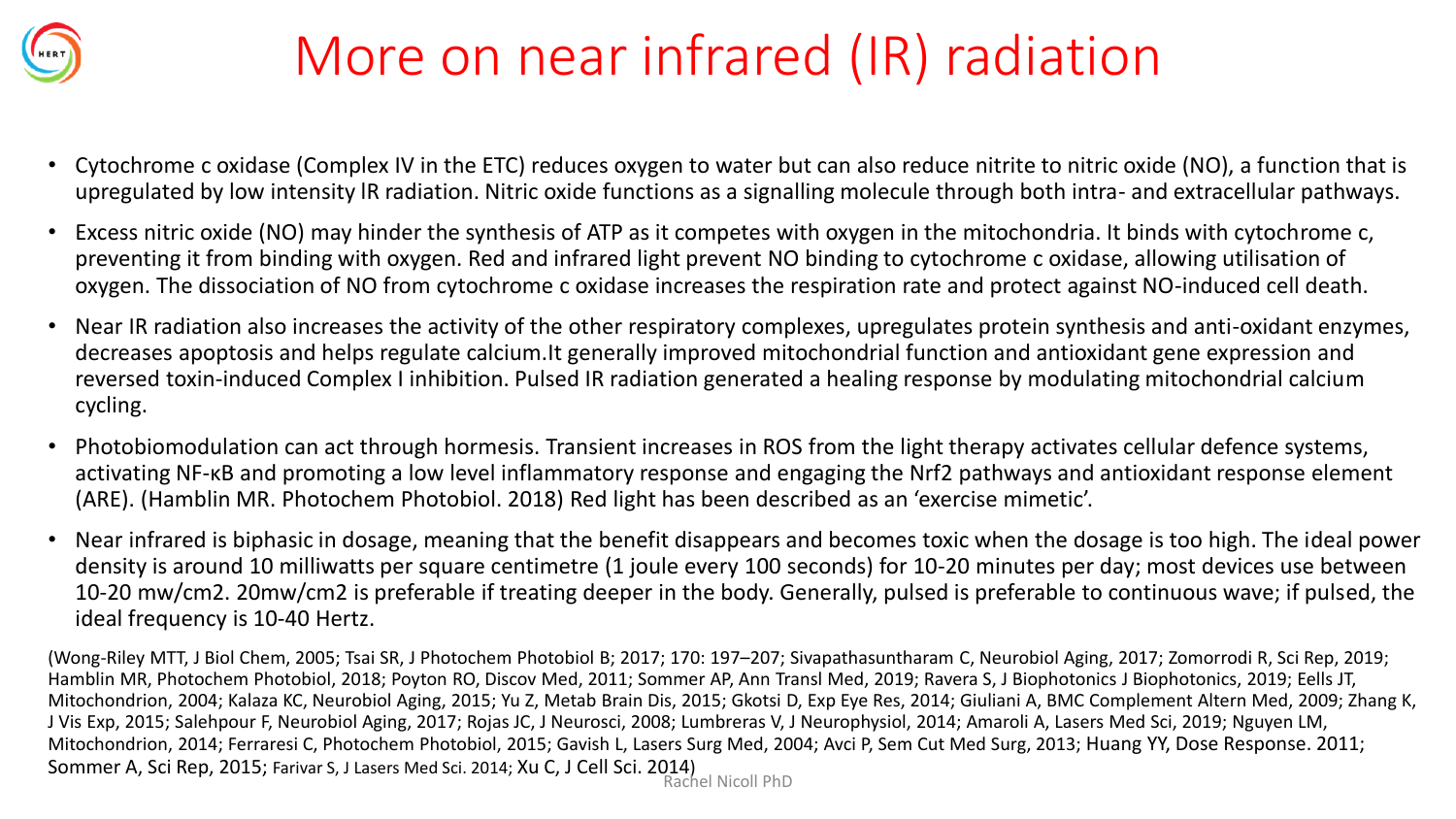# More on near infrared (IR) radiation

- Cytochrome c oxidase (Complex IV in the ETC) reduces oxygen to water but can also reduce nitrite to nitric oxide (NO), a function that is upregulated by low intensity IR radiation. Nitric oxide functions as a signalling molecule through both intra- and extracellular pathways.
- Excess nitric oxide (NO) may hinder the synthesis of ATP as it competes with oxygen in the mitochondria. It binds with cytochrome c, preventing it from binding with oxygen. Red and infrared light prevent NO binding to cytochrome c oxidase, allowing utilisation of oxygen. The dissociation of NO from cytochrome c oxidase increases the respiration rate and protect against NO-induced cell death.
- Near IR radiation also increases the activity of the other respiratory complexes, upregulates protein synthesis and anti-oxidant enzymes, decreases apoptosis and helps regulate calcium.It generally improved mitochondrial function and antioxidant gene expression and reversed toxin-induced Complex I inhibition. Pulsed IR radiation generated a healing response by modulating mitochondrial calcium cycling.
- Photobiomodulation can act through hormesis. Transient increases in ROS from the light therapy activates cellular defence systems, activating NF-κB and promoting a low level inflammatory response and engaging the Nrf2 pathways and antioxidant response element (ARE). (Hamblin MR. Photochem Photobiol. 2018) Red light has been described as an 'exercise mimetic'.
- Near infrared is biphasic in dosage, meaning that the benefit disappears and becomes toxic when the dosage is too high. The ideal power density is around 10 milliwatts per square centimetre (1 joule every 100 seconds) for 10-20 minutes per day; most devices use between 10-20 mw/cm2. 20mw/cm2 is preferable if treating deeper in the body. Generally, pulsed is preferable to continuous wave; if pulsed, the ideal frequency is 10-40 Hertz.

(Wong-Riley MTT, J Biol Chem, 2005; Tsai SR, J Photochem Photobiol B; 2017; 170: 197–207; Sivapathasuntharam C, Neurobiol Aging, 2017; Zomorrodi R, Sci Rep, 2019; Hamblin MR, Photochem Photobiol, 2018; Poyton RO, Discov Med, 2011; Sommer AP, Ann Transl Med, 2019; Ravera S, J Biophotonics J Biophotonics, 2019; Eells JT, Mitochondrion, 2004; Kalaza KC, Neurobiol Aging, 2015; Yu Z, Metab Brain Dis, 2015; Gkotsi D, Exp Eye Res, 2014; Giuliani A, BMC Complement Altern Med, 2009; Zhang K, J Vis Exp, 2015; Salehpour F, Neurobiol Aging, 2017; Rojas JC, J Neurosci, 2008; Lumbreras V, J Neurophysiol, 2014; Amaroli A, Lasers Med Sci, 2019; Nguyen LM, Mitochondrion, 2014; Ferraresi C, Photochem Photobiol, 2015; Gavish L, Lasers Surg Med, 2004; Avci P, Sem Cut Med Surg, 2013; Huang YY, Dose Response. 2011; Sommer A, Sci Rep, 2015; Farivar S, J Lasers Med Sci. 2014; Xu C, J Cell Sci. 2014)

Rachel Nicoll PhD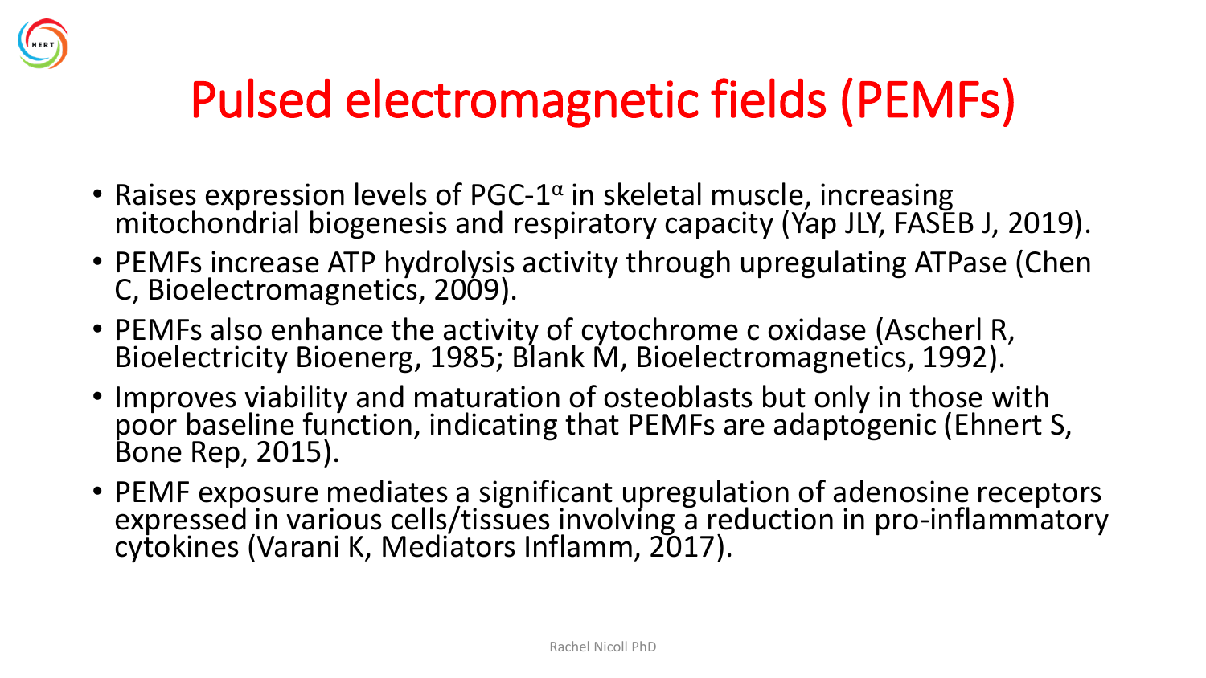# Pulsed electromagnetic fields (PEMFs)

- Raises expression levels of PGC-$1^{\alpha}$ in skeletal muscle, increasing mitochondrial biogenesis and respiratory capacity (Yap JLY, FASEB J, 2019).
- PEMFs increase ATP hydrolysis activity through upregulating ATPase (Chen C, Bioelectromagnetics, 2009).
- PEMFs also enhance the activity of cytochrome c oxidase (Ascherl R, Bioelectricity Bioenerg, 1985; Blank M, Bioelectromagnetics, 1992).
- Improves viability and maturation of osteoblasts but only in those with poor baseline function, indicating that PEMFs are adaptogenic (Ehnert S, Bone Rep, 2015).
- PEMF exposure mediates a significant upregulation of adenosine receptors expressed in various cells/tissues involving a reduction in pro-inflammatory cytokines (Varani K, Mediators Inflamm, 2017).

Rachel Nicoll PhD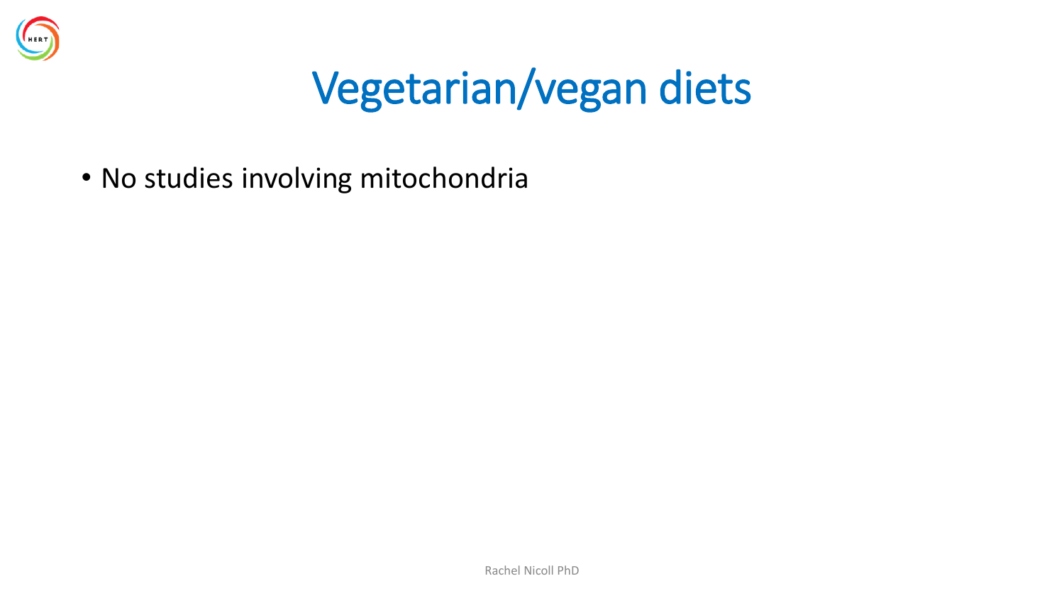# Vegetarian/vegan diets

- No studies involving mitochondria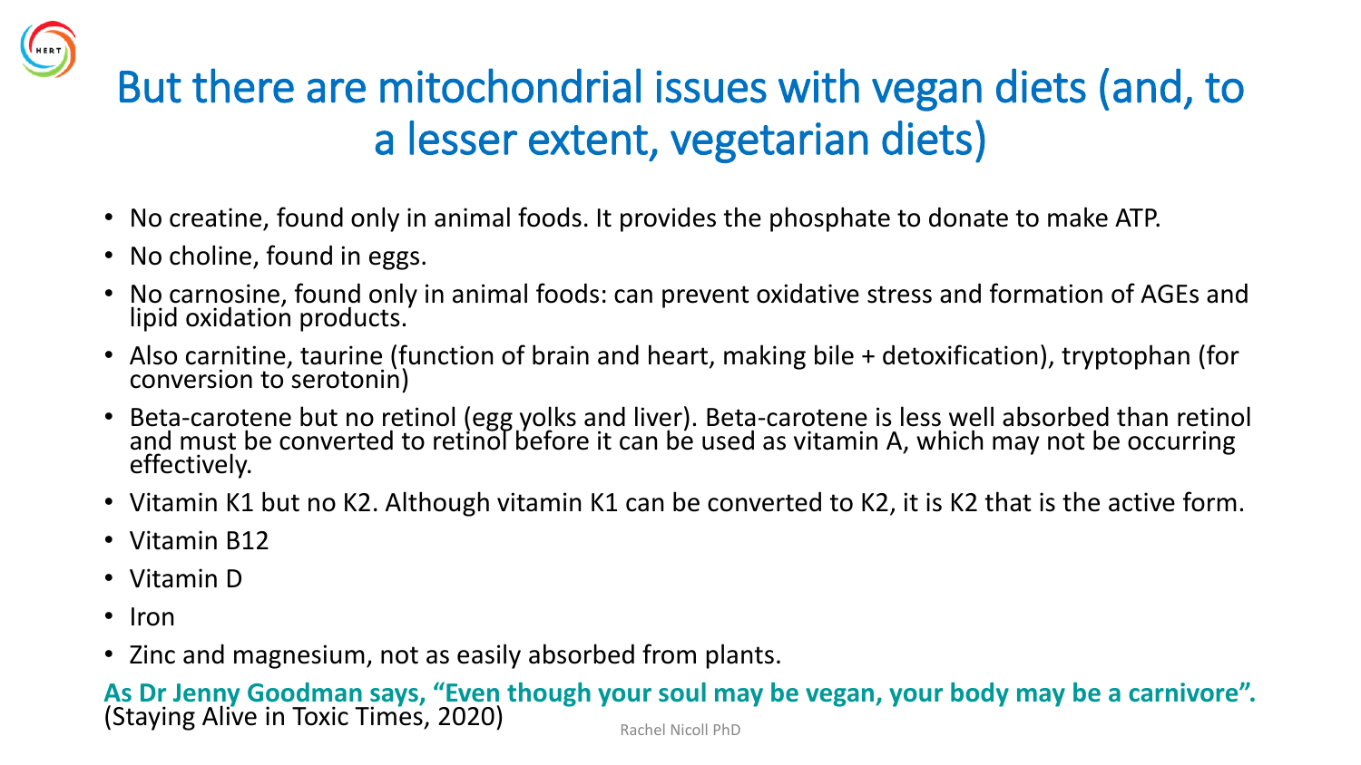# But there are mitochondrial issues with vegan diets (and, to a lesser extent, vegetarian diets)

- No creatine, found only in animal foods. It provides the phosphate to donate to make ATP.
- No choline, found in eggs.
- No carnosine, found only in animal foods: can prevent oxidative stress and formation of AGEs and lipid oxidation products.
- Also carnitine, taurine (function of brain and heart, making bile + detoxification), tryptophan (for conversion to serotonin)
- Beta-carotene but no retinol (egg yolks and liver). Beta-carotene is less well absorbed than retinol and must be converted to retinol before it can be used as vitamin A, which may not be occurring effectively.
- Vitamin K1 but no K2. Although vitamin K1 can be converted to K2, it is K2 that is the active form.
- Vitamin B12
- Vitamin D
- Iron
- Zinc and magnesium, not as easily absorbed from plants.

**As Dr Jenny Goodman says, "Even though your soul may be vegan, your body may be a carnivore".** (Staying Alive in Toxic Times, 2020)

Rachel Nicoll PhD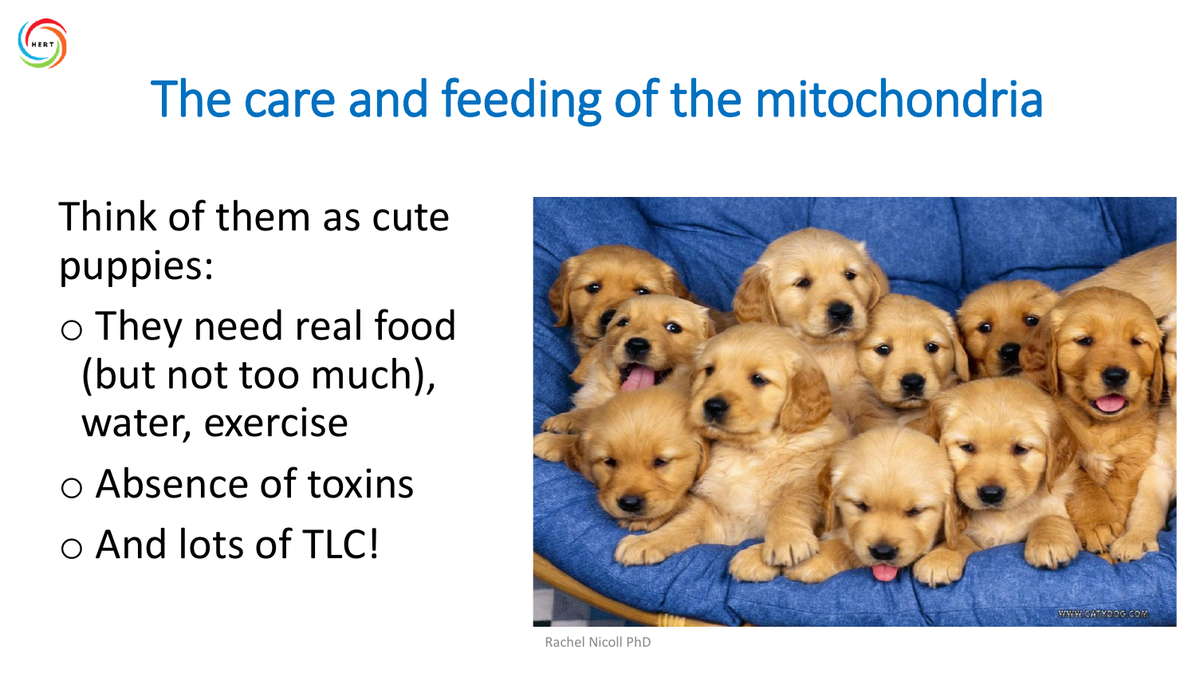# The care and feeding of the mitochondria

Think of them as cute puppies:

- They need real food (but not too much), water, exercise
- Absence of toxins
- And lots of TLC!

Rachel Nicoll PhD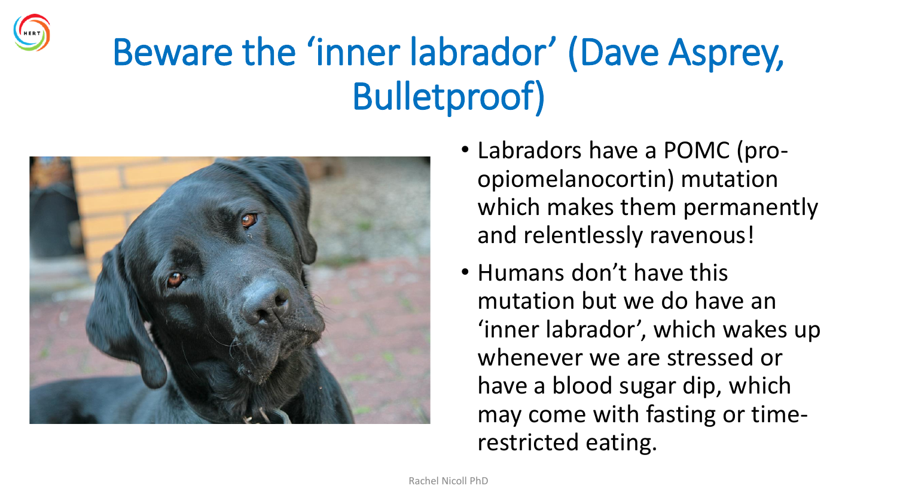# Beware the 'inner labrador' (Dave Asprey, Bulletproof)

- Labradors have a POMC (pro-opiomelanocortin) mutation which makes them permanently and relentlessly ravenous!
- Humans don't have this mutation but we do have an 'inner labrador', which wakes up whenever we are stressed or have a blood sugar dip, which may come with fasting or time-restricted eating.

Rachel Nicoll PhD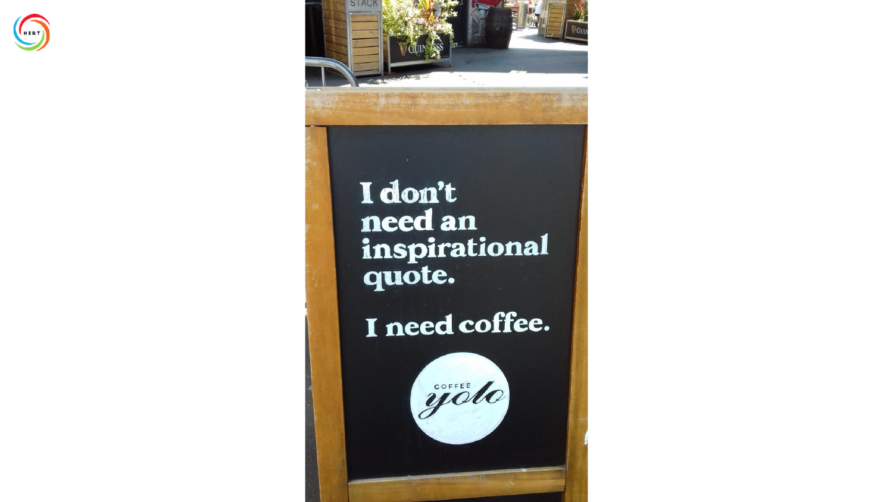I don't need an inspirational quote.

I need coffee.

COFFEE yolo

Rachel Nicoll PhD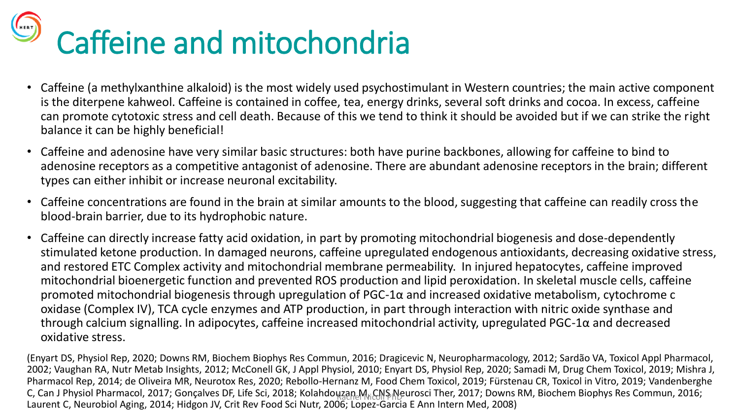# Caffeine and mitochondria

- Caffeine (a methylxanthine alkaloid) is the most widely used psychostimulant in Western countries; the main active component is the diterpene kahweol. Caffeine is contained in coffee, tea, energy drinks, several soft drinks and cocoa. In excess, caffeine can promote cytotoxic stress and cell death. Because of this we tend to think it should be avoided but if we can strike the right balance it can be highly beneficial!
- Caffeine and adenosine have very similar basic structures: both have purine backbones, allowing for caffeine to bind to adenosine receptors as a competitive antagonist of adenosine. There are abundant adenosine receptors in the brain; different types can either inhibit or increase neuronal excitability.
- Caffeine concentrations are found in the brain at similar amounts to the blood, suggesting that caffeine can readily cross the blood-brain barrier, due to its hydrophobic nature.
- Caffeine can directly increase fatty acid oxidation, in part by promoting mitochondrial biogenesis and dose-dependently stimulated ketone production. In damaged neurons, caffeine upregulated endogenous antioxidants, decreasing oxidative stress, and restored ETC Complex activity and mitochondrial membrane permeability. In injured hepatocytes, caffeine improved mitochondrial bioenergetic function and prevented ROS production and lipid peroxidation. In skeletal muscle cells, caffeine promoted mitochondrial biogenesis through upregulation of PGC-1α and increased oxidative metabolism, cytochrome c oxidase (Complex IV), TCA cycle enzymes and ATP production, in part through interaction with nitric oxide synthase and through calcium signalling. In adipocytes, caffeine increased mitochondrial activity, upregulated PGC-1α and decreased oxidative stress.

(Enyart DS, Physiol Rep, 2020; Downs RM, Biochem Biophys Res Commun, 2016; Dragicevic N, Neuropharmacology, 2012; Sardão VA, Toxicol Appl Pharmacol, 2002; Vaughan RA, Nutr Metab Insights, 2012; McConell GK, J Appl Physiol, 2010; Enyart DS, Physiol Rep, 2020; Samadi M, Drug Chem Toxicol, 2019; Mishra J, Pharmacol Rep, 2014; de Oliveira MR, Neurotox Res, 2020; Rebollo-Hernanz M, Food Chem Toxicol, 2019; Fürstenau CR, Toxicol in Vitro, 2019; Vandenberghe C, Can J Physiol Pharmacol, 2017; Gonçalves DF, Life Sci, 2018; Kolahdouzan M, CNS Neurosci Ther, 2017; Downs RM, Biochem Biophys Res Commun, 2016; Laurent C, Neurobiol Aging, 2014; Hidgon JV, Crit Rev Food Sci Nutr, 2006; Lopez-Garcia E Ann Intern Med, 2008)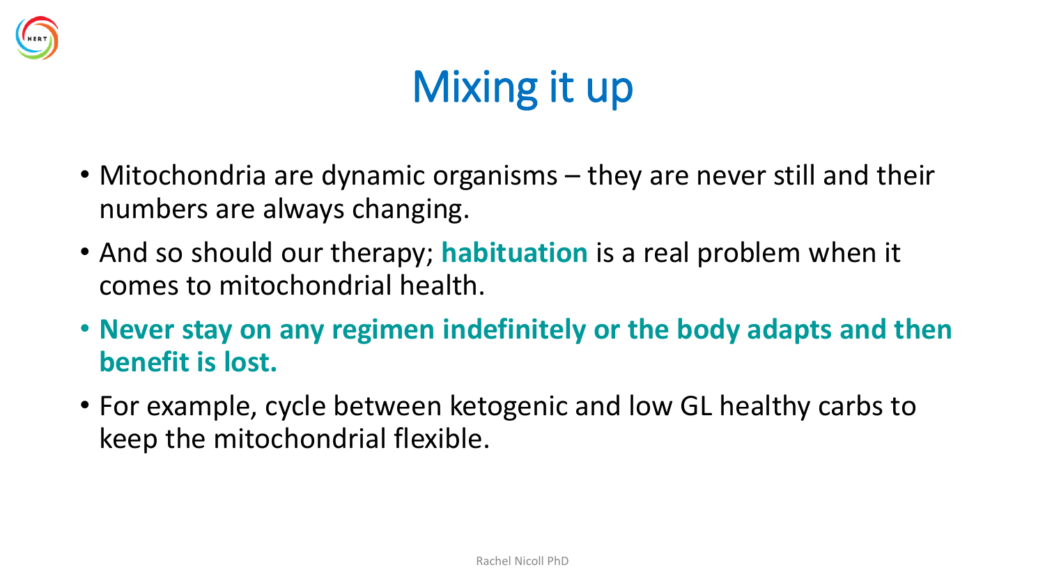# Mixing it up

- Mitochondria are dynamic organisms – they are never still and their numbers are always changing.
- And so should our therapy; **habituation** is a real problem when it comes to mitochondrial health.
- **Never stay on any regimen indefinitely or the body adapts and then benefit is lost.**
- For example, cycle between ketogenic and low GL healthy carbs to keep the mitochondrial flexible.

Rachel Nicoll PhD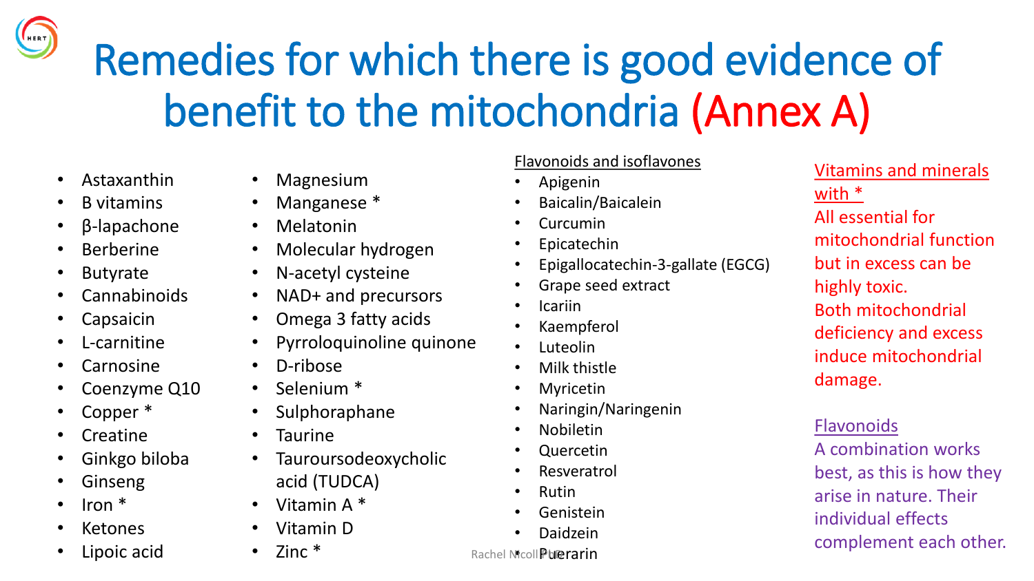# Remedies for which there is good evidence of benefit to the mitochondria (Annex A)

- Astaxanthin
- B vitamins
- β-lapachone
- Berberine
- Butyrate
- Cannabinoids
- Capsaicin
- L-carnitine
- Carnosine
- Coenzyme Q10
- Copper *
- Creatine
- Ginkgo biloba
- Ginseng
- Iron *
- Ketones
- Lipoic acid

- Magnesium
- Manganese *
- Melatonin
- Molecular hydrogen
- N-acetyl cysteine
- NAD+ and precursors
- Omega 3 fatty acids
- Pyrroloquinoline quinone
- D-ribose
- Selenium *
- Sulphoraphane
- Taurine
- Tauroursodeoxycholic acid (TUDCA)
- Vitamin A *
- Vitamin D
- Zinc *

Flavonoids and isoflavones

- Apigenin
- Baicalin/Baicalein
- Curcumin
- Epicatechin
- Epigallocatechin-3-gallate (EGCG)
- Grape seed extract
- Icariin
- Kaempferol
- Luteolin
- Milk thistle
- Myricetin
- Naringin/Naringenin
- Nobiletin
- Quercetin
- Resveratrol
- Rutin
- Genistein
- Daidzein
- Puerarin

Vitamins and minerals with *

All essential for mitochondrial function but in excess can be highly toxic. Both mitochondrial deficiency and excess induce mitochondrial damage.

Flavonoids

A combination works best, as this is how they arise in nature. Their individual effects complement each other.

Rachel Nicoll PhD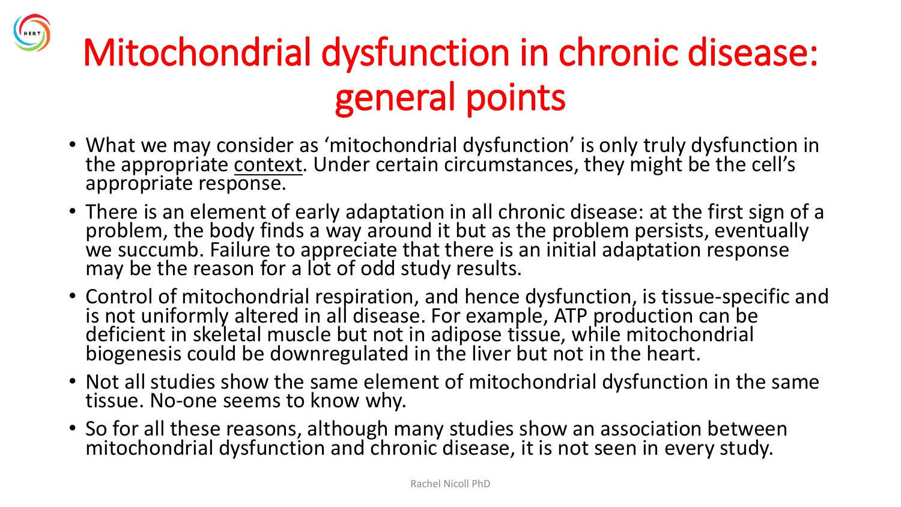# Mitochondrial dysfunction in chronic disease: general points

- What we may consider as 'mitochondrial dysfunction' is only truly dysfunction in the appropriate <u>context</u>. Under certain circumstances, they might be the cell's appropriate response.
- There is an element of early adaptation in all chronic disease: at the first sign of a problem, the body finds a way around it but as the problem persists, eventually we succumb. Failure to appreciate that there is an initial adaptation response may be the reason for a lot of odd study results.
- Control of mitochondrial respiration, and hence dysfunction, is tissue-specific and is not uniformly altered in all disease. For example, ATP production can be deficient in skeletal muscle but not in adipose tissue, while mitochondrial biogenesis could be downregulated in the liver but not in the heart.
- Not all studies show the same element of mitochondrial dysfunction in the same tissue. No-one seems to know why.
- So for all these reasons, although many studies show an association between mitochondrial dysfunction and chronic disease, it is not seen in every study.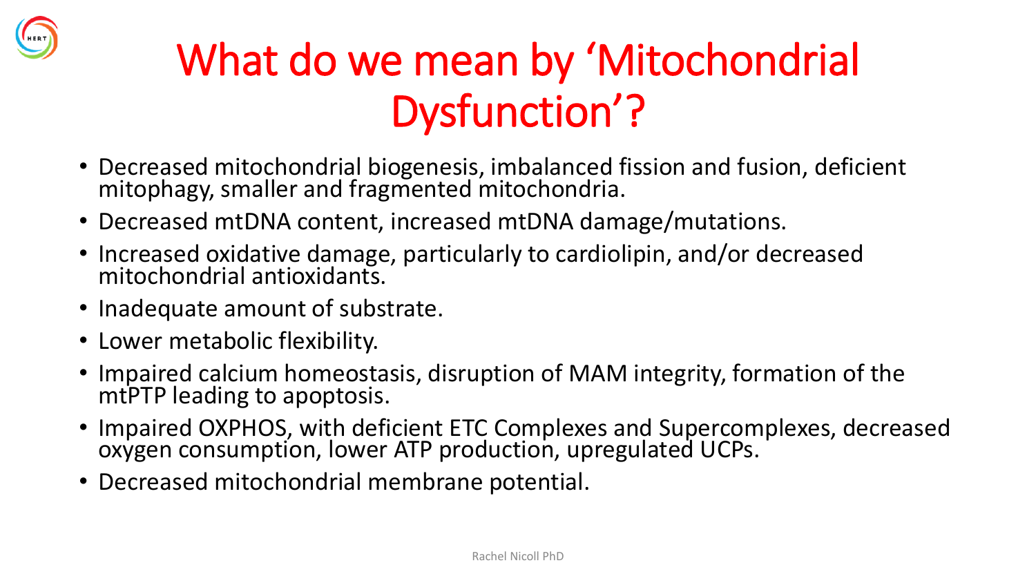# What do we mean by 'Mitochondrial Dysfunction'?

- Decreased mitochondrial biogenesis, imbalanced fission and fusion, deficient mitophagy, smaller and fragmented mitochondria.
- Decreased mtDNA content, increased mtDNA damage/mutations.
- Increased oxidative damage, particularly to cardiolipin, and/or decreased mitochondrial antioxidants.
- Inadequate amount of substrate.
- Lower metabolic flexibility.
- Impaired calcium homeostasis, disruption of MAM integrity, formation of the mtPTP leading to apoptosis.
- Impaired OXPHOS, with deficient ETC Complexes and Supercomplexes, decreased oxygen consumption, lower ATP production, upregulated UCPs.
- Decreased mitochondrial membrane potential.

Rachel Nicoll PhD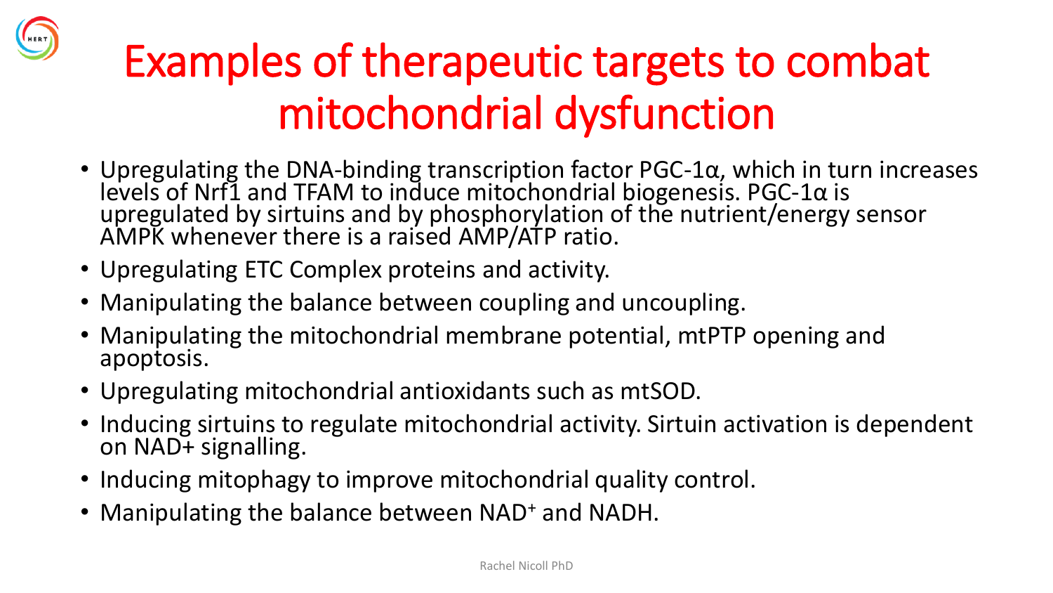# Examples of therapeutic targets to combat mitochondrial dysfunction

- Upregulating the DNA-binding transcription factor PGC-1α, which in turn increases levels of Nrf1 and TFAM to induce mitochondrial biogenesis. PGC-1α is upregulated by sirtuins and by phosphorylation of the nutrient/energy sensor AMPK whenever there is a raised AMP/ATP ratio.
- Upregulating ETC Complex proteins and activity.
- Manipulating the balance between coupling and uncoupling.
- Manipulating the mitochondrial membrane potential, mtPTP opening and apoptosis.
- Upregulating mitochondrial antioxidants such as mtSOD.
- Inducing sirtuins to regulate mitochondrial activity. Sirtuin activation is dependent on NAD+ signalling.
- Inducing mitophagy to improve mitochondrial quality control.
- Manipulating the balance between $NAD^+$ and NADH.

Rachel Nicoll PhD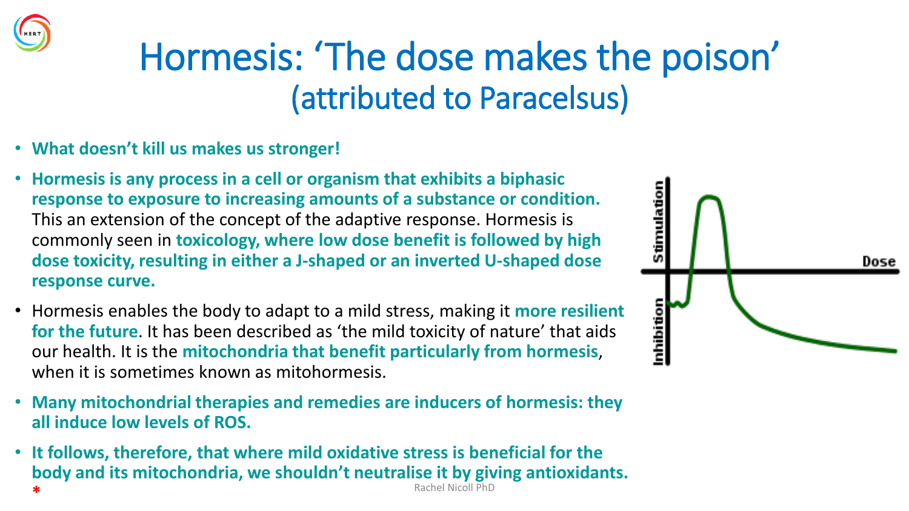# Hormesis: 'The dose makes the poison' (attributed to Paracelsus)

- **What doesn't kill us makes us stronger!**
- **Hormesis is any process in a cell or organism that exhibits a biphasic response to exposure to increasing amounts of a substance or condition.** This an extension of the concept of the adaptive response. Hormesis is commonly seen in **toxicology, where low dose benefit is followed by high dose toxicity, resulting in either a J-shaped or an inverted U-shaped dose response curve.**
- Hormesis enables the body to adapt to a mild stress, making it **more resilient for the future**. It has been described as 'the mild toxicity of nature' that aids our health. It is the **mitochondria that benefit particularly from hormesis**, when it is sometimes known as mitohormesis.
- **Many mitochondrial therapies and remedies are inducers of hormesis: they all induce low levels of ROS.**
- **It follows, therefore, that where mild oxidative stress is beneficial for the body and its mitochondria, we shouldn't neutralise it by giving antioxidants.**

*

Rachel Nicoll PhD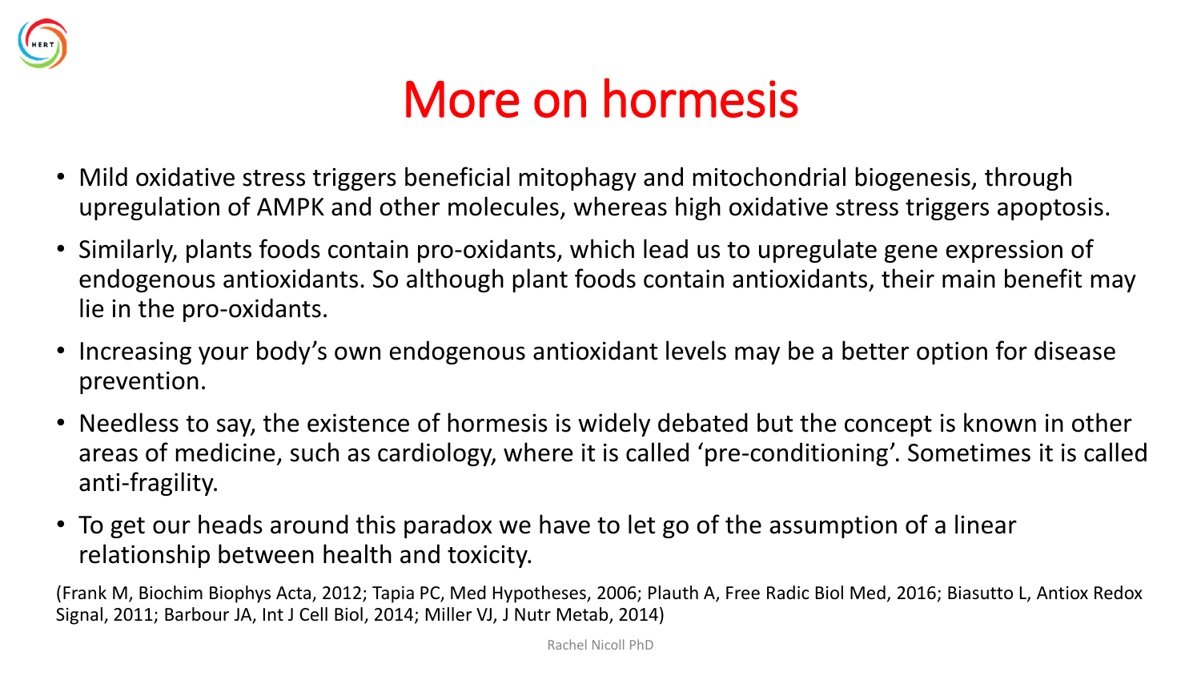# More on hormesis

- Mild oxidative stress triggers beneficial mitophagy and mitochondrial biogenesis, through upregulation of AMPK and other molecules, whereas high oxidative stress triggers apoptosis.
- Similarly, plants foods contain pro-oxidants, which lead us to upregulate gene expression of endogenous antioxidants. So although plant foods contain antioxidants, their main benefit may lie in the pro-oxidants.
- Increasing your body's own endogenous antioxidant levels may be a better option for disease prevention.
- Needless to say, the existence of hormesis is widely debated but the concept is known in other areas of medicine, such as cardiology, where it is called 'pre-conditioning'. Sometimes it is called anti-fragility.
- To get our heads around this paradox we have to let go of the assumption of a linear relationship between health and toxicity.

(Frank M, Biochim Biophys Acta, 2012; Tapia PC, Med Hypotheses, 2006; Plauth A, Free Radic Biol Med, 2016; Biasutto L, Antiox Redox Signal, 2011; Barbour JA, Int J Cell Biol, 2014; Miller VJ, J Nutr Metab, 2014)

Rachel Nicoll PhD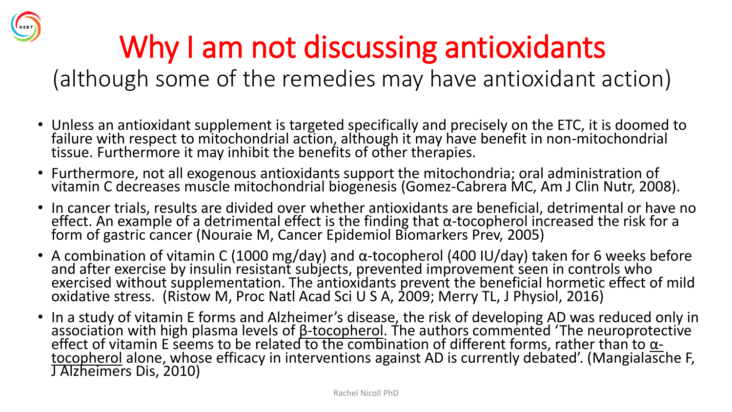# Why I am not discussing antioxidants

(although some of the remedies may have antioxidant action)

- Unless an antioxidant supplement is targeted specifically and precisely on the ETC, it is doomed to failure with respect to mitochondrial action, although it may have benefit in non-mitochondrial tissue. Furthermore it may inhibit the benefits of other therapies.
- Furthermore, not all exogenous antioxidants support the mitochondria; oral administration of vitamin C decreases muscle mitochondrial biogenesis (Gomez-Cabrera MC, Am J Clin Nutr, 2008).
- In cancer trials, results are divided over whether antioxidants are beneficial, detrimental or have no effect. An example of a detrimental effect is the finding that α-tocopherol increased the risk for a form of gastric cancer (Nouraie M, Cancer Epidemiol Biomarkers Prev, 2005)
- A combination of vitamin C (1000 mg/day) and α-tocopherol (400 IU/day) taken for 6 weeks before and after exercise by insulin resistant subjects, prevented improvement seen in controls who exercised without supplementation. The antioxidants prevent the beneficial hormetic effect of mild oxidative stress. (Ristow M, Proc Natl Acad Sci U S A, 2009; Merry TL, J Physiol, 2016)
- In a study of vitamin E forms and Alzheimer's disease, the risk of developing AD was reduced only in association with high plasma levels of β-tocopherol. The authors commented 'The neuroprotective effect of vitamin E seems to be related to the combination of different forms, rather than to α-tocopherol alone, whose efficacy in interventions against AD is currently debated'. (Mangialasche F, J Alzheimers Dis, 2010)

Rachel Nicoll PhD